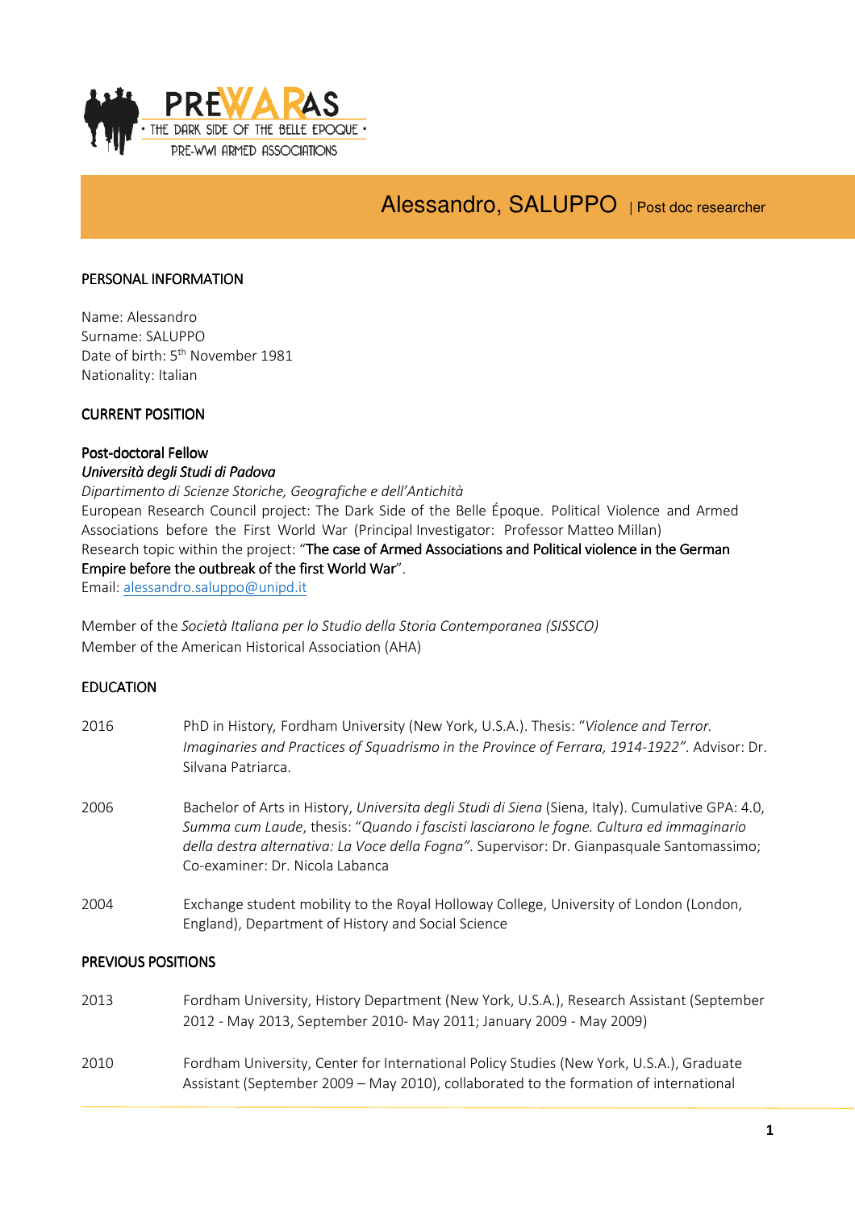PREWARAS · THE DARK SIDE OF THE BELLE EPOQUE · PRE-WWI ARMED ASSOCIATIONS

# Alessandro, SALUPPO | Post doc researcher

## PERSONAL INFORMATION

Name: Alessandro
Surname: SALUPPO
Date of birth: 5th November 1981
Nationality: Italian

## CURRENT POSITION

**Post-doctoral Fellow**
*Università degli Studi di Padova*
*Dipartimento di Scienze Storiche, Geografiche e dell'Antichità*
European Research Council project: The Dark Side of the Belle Époque. Political Violence and Armed Associations before the First World War (Principal Investigator: Professor Matteo Millan)
Research topic within the project: "The case of Armed Associations and Political violence in the German Empire before the outbreak of the first World War".
Email: alessandro.saluppo@unipd.it

Member of the *Società Italiana per lo Studio della Storia Contemporanea (SISSCO)*
Member of the American Historical Association (AHA)

## EDUCATION

2016 — PhD in History, Fordham University (New York, U.S.A.). Thesis: "*Violence and Terror. Imaginaries and Practices of Squadrismo in the Province of Ferrara, 1914-1922"*. Advisor: Dr. Silvana Patriarca.

2006 — Bachelor of Arts in History, *Universita degli Studi di Siena* (Siena, Italy). Cumulative GPA: 4.0, *Summa cum Laude*, thesis: "*Quando i fascisti lasciarono le fogne. Cultura ed immaginario della destra alternativa: La Voce della Fogna"*. Supervisor: Dr. Gianpasquale Santomassimo; Co-examiner: Dr. Nicola Labanca

2004 — Exchange student mobility to the Royal Holloway College, University of London (London, England), Department of History and Social Science

## PREVIOUS POSITIONS

2013 — Fordham University, History Department (New York, U.S.A.), Research Assistant (September 2012 - May 2013, September 2010- May 2011; January 2009 - May 2009)

2010 — Fordham University, Center for International Policy Studies (New York, U.S.A.), Graduate Assistant (September 2009 – May 2010), collaborated to the formation of international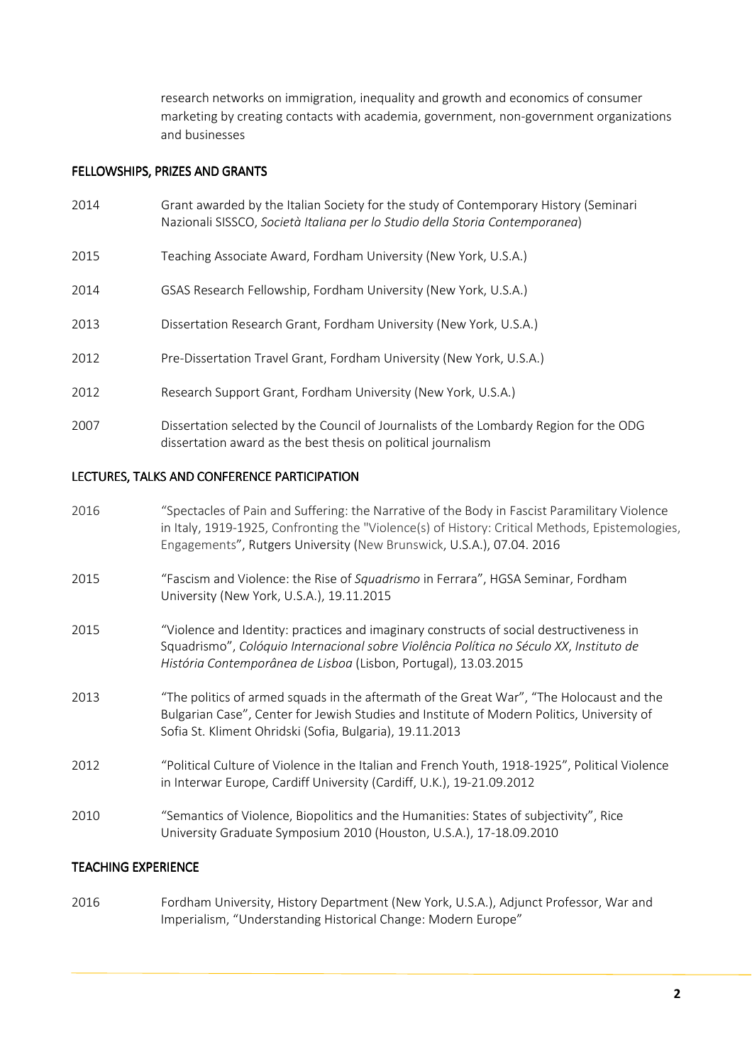research networks on immigration, inequality and growth and economics of consumer marketing by creating contacts with academia, government, non-government organizations and businesses

## FELLOWSHIPS, PRIZES AND GRANTS

| | |
|---|---|
| 2014 | Grant awarded by the Italian Society for the study of Contemporary History (Seminari Nazionali SISSCO, *Società Italiana per lo Studio della Storia Contemporanea*) |
| 2015 | Teaching Associate Award, Fordham University (New York, U.S.A.) |
| 2014 | GSAS Research Fellowship, Fordham University (New York, U.S.A.) |
| 2013 | Dissertation Research Grant, Fordham University (New York, U.S.A.) |
| 2012 | Pre-Dissertation Travel Grant, Fordham University (New York, U.S.A.) |
| 2012 | Research Support Grant, Fordham University (New York, U.S.A.) |
| 2007 | Dissertation selected by the Council of Journalists of the Lombardy Region for the ODG dissertation award as the best thesis on political journalism |

## LECTURES, TALKS AND CONFERENCE PARTICIPATION

| | |
|---|---|
| 2016 | "Spectacles of Pain and Suffering: the Narrative of the Body in Fascist Paramilitary Violence in Italy, 1919-1925, Confronting the "Violence(s) of History: Critical Methods, Epistemologies, Engagements", Rutgers University (New Brunswick, U.S.A.), 07.04. 2016 |
| 2015 | "Fascism and Violence: the Rise of *Squadrismo* in Ferrara", HGSA Seminar, Fordham University (New York, U.S.A.), 19.11.2015 |
| 2015 | "Violence and Identity: practices and imaginary constructs of social destructiveness in Squadrismo", *Colóquio Internacional sobre Violência Política no Século XX*, *Instituto de História Contemporânea de Lisboa* (Lisbon, Portugal), 13.03.2015 |
| 2013 | "The politics of armed squads in the aftermath of the Great War", "The Holocaust and the Bulgarian Case", Center for Jewish Studies and Institute of Modern Politics, University of Sofia St. Kliment Ohridski (Sofia, Bulgaria), 19.11.2013 |
| 2012 | "Political Culture of Violence in the Italian and French Youth, 1918-1925", Political Violence in Interwar Europe, Cardiff University (Cardiff, U.K.), 19-21.09.2012 |
| 2010 | "Semantics of Violence, Biopolitics and the Humanities: States of subjectivity", Rice University Graduate Symposium 2010 (Houston, U.S.A.), 17-18.09.2010 |

## TEACHING EXPERIENCE

| | |
|---|---|
| 2016 | Fordham University, History Department (New York, U.S.A.), Adjunct Professor, War and Imperialism, "Understanding Historical Change: Modern Europe" |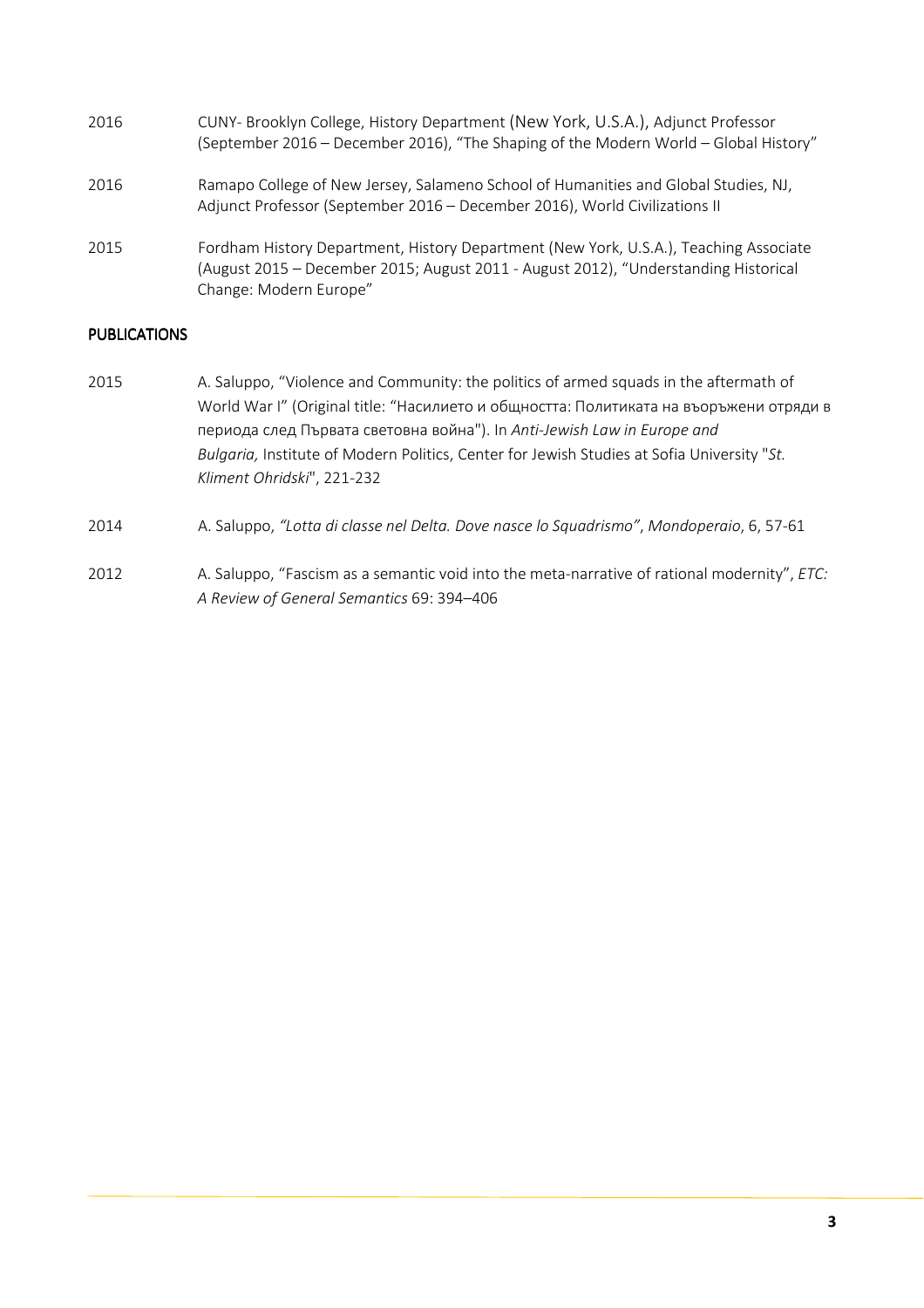2016 CUNY- Brooklyn College, History Department (New York, U.S.A.), Adjunct Professor (September 2016 – December 2016), “The Shaping of the Modern World – Global History”

2016 Ramapo College of New Jersey, Salameno School of Humanities and Global Studies, NJ, Adjunct Professor (September 2016 – December 2016), World Civilizations II

2015 Fordham History Department, History Department (New York, U.S.A.), Teaching Associate (August 2015 – December 2015; August 2011 - August 2012), “Understanding Historical Change: Modern Europe”

## PUBLICATIONS

2015 A. Saluppo, “Violence and Community: the politics of armed squads in the aftermath of World War I” (Original title: “Насилието и общността: Политиката на въоръжени отряди в периода след Първата световна война"). In *Anti-Jewish Law in Europe and Bulgaria,* Institute of Modern Politics, Center for Jewish Studies at Sofia University "*St. Kliment Ohridski*", 221-232

2014 A. Saluppo, *“Lotta di classe nel Delta. Dove nasce lo Squadrismo”*, *Mondoperaio*, 6, 57-61

2012 A. Saluppo, “Fascism as a semantic void into the meta-narrative of rational modernity”, *ETC: A Review of General Semantics* 69: 394–406